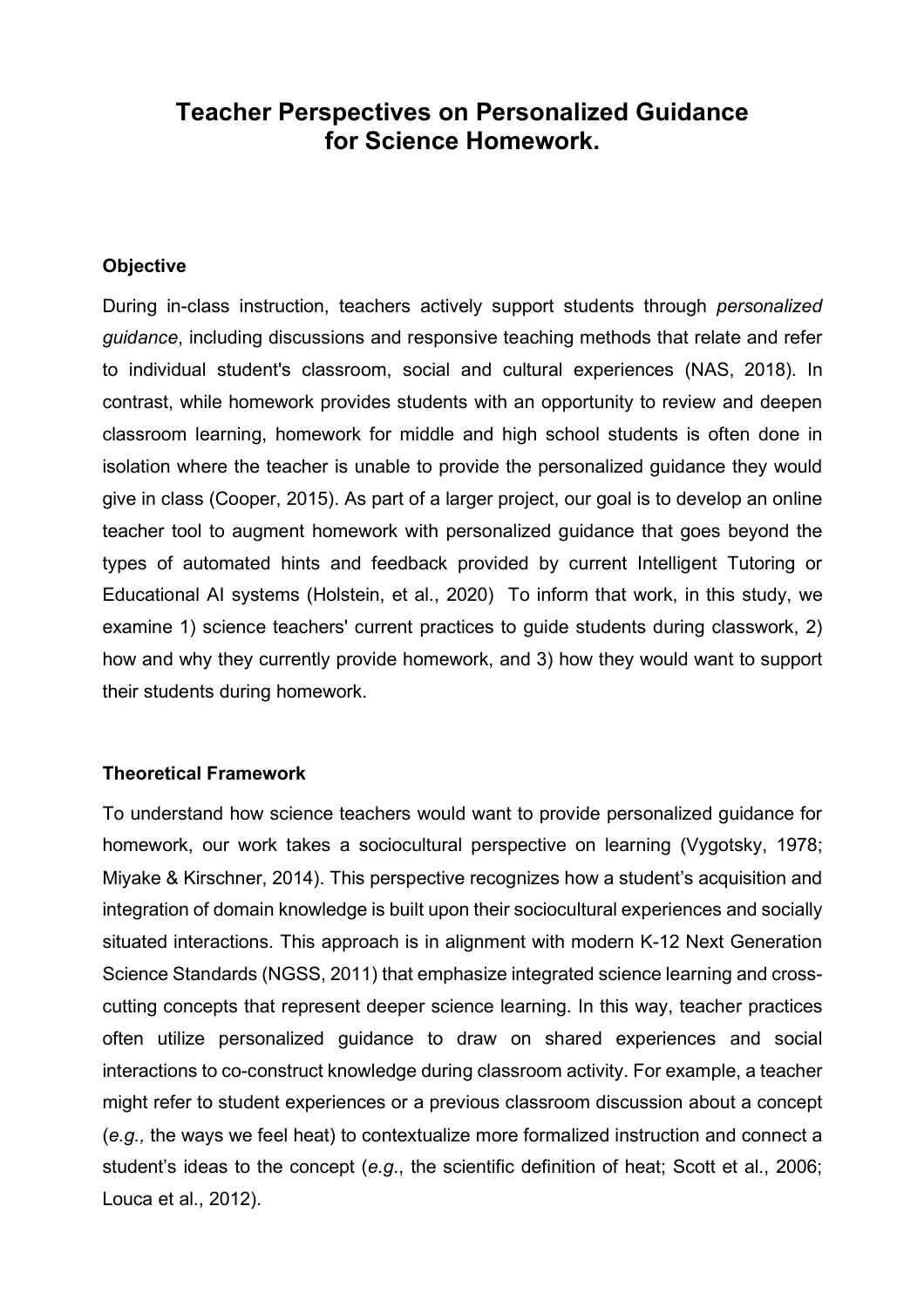# Teacher Perspectives on Personalized Guidance for Science Homework.

## Objective

During in-class instruction, teachers actively support students through *personalized guidance*, including discussions and responsive teaching methods that relate and refer to individual student's classroom, social and cultural experiences (NAS, 2018). In contrast, while homework provides students with an opportunity to review and deepen classroom learning, homework for middle and high school students is often done in isolation where the teacher is unable to provide the personalized guidance they would give in class (Cooper, 2015). As part of a larger project, our goal is to develop an online teacher tool to augment homework with personalized guidance that goes beyond the types of automated hints and feedback provided by current Intelligent Tutoring or Educational AI systems (Holstein, et al., 2020) To inform that work, in this study, we examine 1) science teachers' current practices to guide students during classwork, 2) how and why they currently provide homework, and 3) how they would want to support their students during homework.

## Theoretical Framework

To understand how science teachers would want to provide personalized guidance for homework, our work takes a sociocultural perspective on learning (Vygotsky, 1978; Miyake & Kirschner, 2014). This perspective recognizes how a student's acquisition and integration of domain knowledge is built upon their sociocultural experiences and socially situated interactions. This approach is in alignment with modern K-12 Next Generation Science Standards (NGSS, 2011) that emphasize integrated science learning and cross-cutting concepts that represent deeper science learning. In this way, teacher practices often utilize personalized guidance to draw on shared experiences and social interactions to co-construct knowledge during classroom activity. For example, a teacher might refer to student experiences or a previous classroom discussion about a concept (*e.g.,* the ways we feel heat) to contextualize more formalized instruction and connect a student's ideas to the concept (*e.g.*, the scientific definition of heat; Scott et al., 2006; Louca et al., 2012).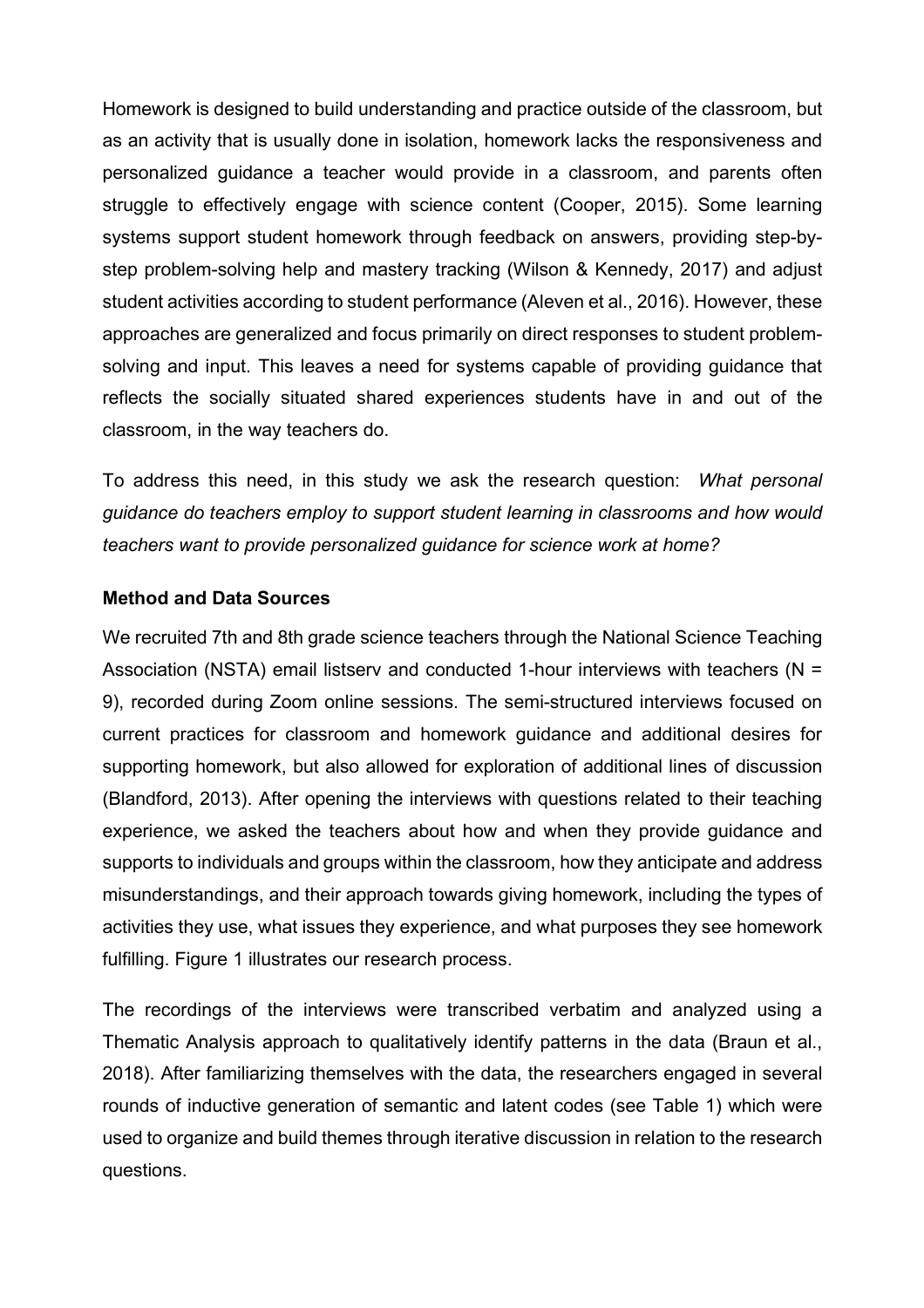Homework is designed to build understanding and practice outside of the classroom, but as an activity that is usually done in isolation, homework lacks the responsiveness and personalized guidance a teacher would provide in a classroom, and parents often struggle to effectively engage with science content (Cooper, 2015). Some learning systems support student homework through feedback on answers, providing step-by-step problem-solving help and mastery tracking (Wilson & Kennedy, 2017) and adjust student activities according to student performance (Aleven et al., 2016). However, these approaches are generalized and focus primarily on direct responses to student problem-solving and input. This leaves a need for systems capable of providing guidance that reflects the socially situated shared experiences students have in and out of the classroom, in the way teachers do.

To address this need, in this study we ask the research question: *What personal guidance do teachers employ to support student learning in classrooms and how would teachers want to provide personalized guidance for science work at home?*

**Method and Data Sources**

We recruited 7th and 8th grade science teachers through the National Science Teaching Association (NSTA) email listserv and conducted 1-hour interviews with teachers (N = 9), recorded during Zoom online sessions. The semi-structured interviews focused on current practices for classroom and homework guidance and additional desires for supporting homework, but also allowed for exploration of additional lines of discussion (Blandford, 2013). After opening the interviews with questions related to their teaching experience, we asked the teachers about how and when they provide guidance and supports to individuals and groups within the classroom, how they anticipate and address misunderstandings, and their approach towards giving homework, including the types of activities they use, what issues they experience, and what purposes they see homework fulfilling. Figure 1 illustrates our research process.

The recordings of the interviews were transcribed verbatim and analyzed using a Thematic Analysis approach to qualitatively identify patterns in the data (Braun et al., 2018). After familiarizing themselves with the data, the researchers engaged in several rounds of inductive generation of semantic and latent codes (see Table 1) which were used to organize and build themes through iterative discussion in relation to the research questions.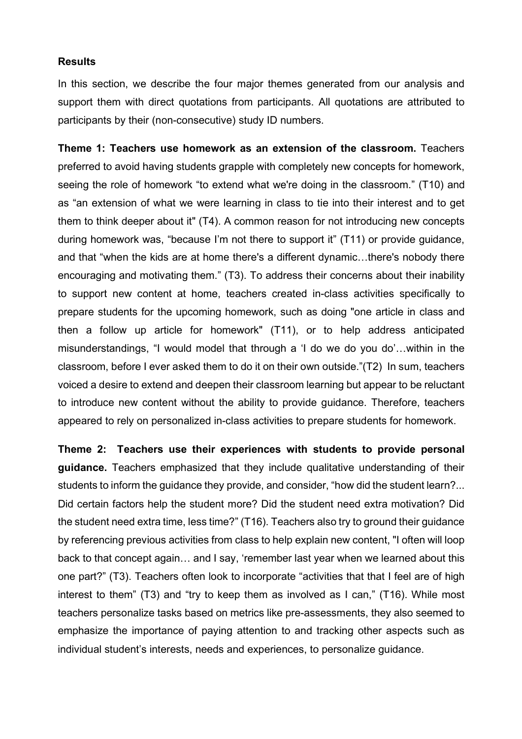**Results**

In this section, we describe the four major themes generated from our analysis and support them with direct quotations from participants. All quotations are attributed to participants by their (non-consecutive) study ID numbers.

**Theme 1: Teachers use homework as an extension of the classroom.** Teachers preferred to avoid having students grapple with completely new concepts for homework, seeing the role of homework "to extend what we're doing in the classroom." (T10) and as "an extension of what we were learning in class to tie into their interest and to get them to think deeper about it" (T4). A common reason for not introducing new concepts during homework was, "because I'm not there to support it" (T11) or provide guidance, and that "when the kids are at home there's a different dynamic…there's nobody there encouraging and motivating them." (T3). To address their concerns about their inability to support new content at home, teachers created in-class activities specifically to prepare students for the upcoming homework, such as doing "one article in class and then a follow up article for homework" (T11), or to help address anticipated misunderstandings, "I would model that through a 'I do we do you do'…within in the classroom, before I ever asked them to do it on their own outside."(T2) In sum, teachers voiced a desire to extend and deepen their classroom learning but appear to be reluctant to introduce new content without the ability to provide guidance. Therefore, teachers appeared to rely on personalized in-class activities to prepare students for homework.

**Theme 2: Teachers use their experiences with students to provide personal guidance.** Teachers emphasized that they include qualitative understanding of their students to inform the guidance they provide, and consider, "how did the student learn?... Did certain factors help the student more? Did the student need extra motivation? Did the student need extra time, less time?" (T16). Teachers also try to ground their guidance by referencing previous activities from class to help explain new content, "I often will loop back to that concept again… and I say, 'remember last year when we learned about this one part?" (T3). Teachers often look to incorporate "activities that that I feel are of high interest to them" (T3) and "try to keep them as involved as I can," (T16). While most teachers personalize tasks based on metrics like pre-assessments, they also seemed to emphasize the importance of paying attention to and tracking other aspects such as individual student's interests, needs and experiences, to personalize guidance.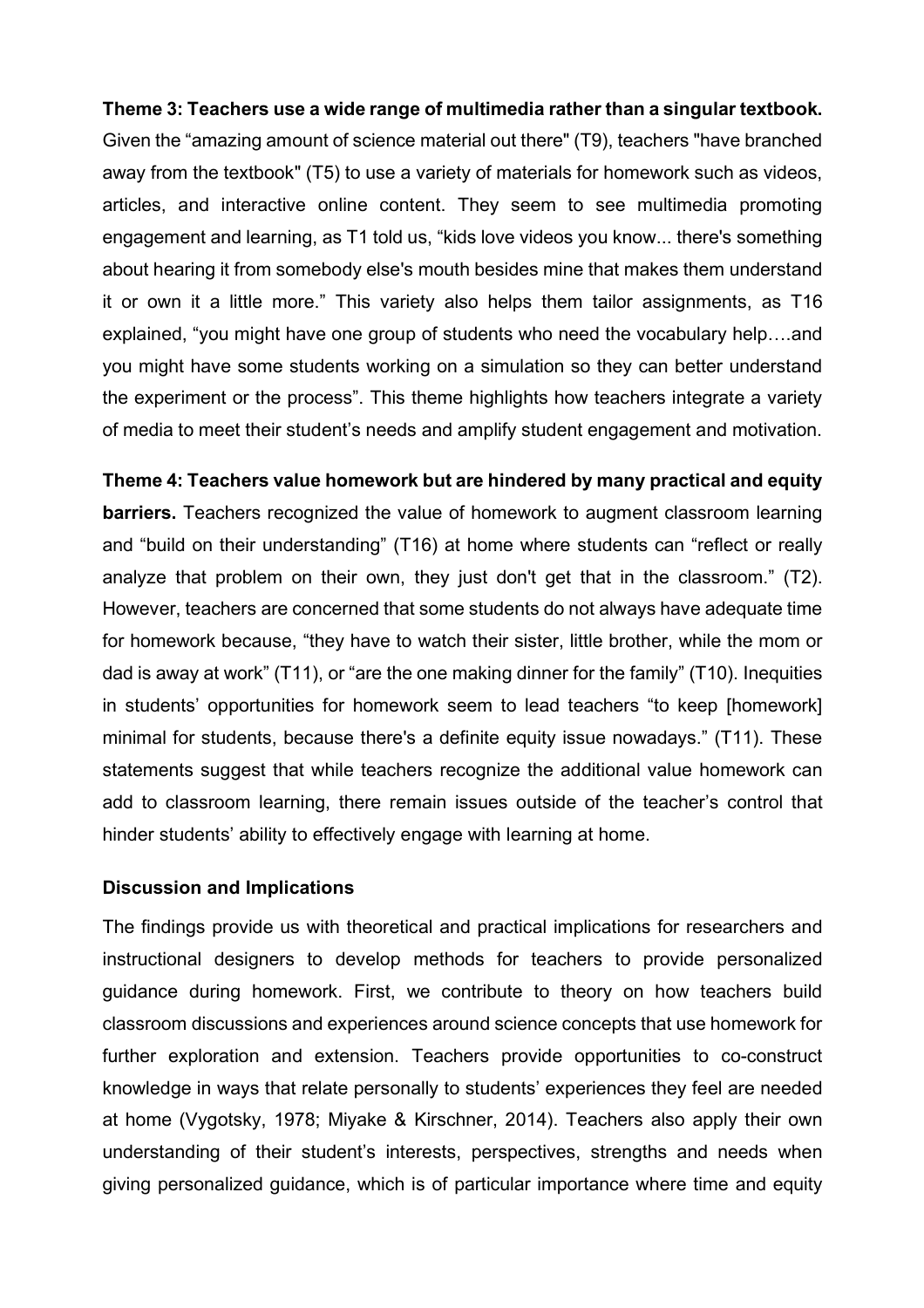**Theme 3: Teachers use a wide range of multimedia rather than a singular textbook.** Given the “amazing amount of science material out there" (T9), teachers "have branched away from the textbook" (T5) to use a variety of materials for homework such as videos, articles, and interactive online content. They seem to see multimedia promoting engagement and learning, as T1 told us, “kids love videos you know... there's something about hearing it from somebody else's mouth besides mine that makes them understand it or own it a little more.” This variety also helps them tailor assignments, as T16 explained, “you might have one group of students who need the vocabulary help….and you might have some students working on a simulation so they can better understand the experiment or the process”. This theme highlights how teachers integrate a variety of media to meet their student’s needs and amplify student engagement and motivation.

**Theme 4: Teachers value homework but are hindered by many practical and equity barriers.** Teachers recognized the value of homework to augment classroom learning and “build on their understanding” (T16) at home where students can “reflect or really analyze that problem on their own, they just don't get that in the classroom.” (T2). However, teachers are concerned that some students do not always have adequate time for homework because, “they have to watch their sister, little brother, while the mom or dad is away at work” (T11), or “are the one making dinner for the family” (T10). Inequities in students’ opportunities for homework seem to lead teachers “to keep [homework] minimal for students, because there's a definite equity issue nowadays.” (T11). These statements suggest that while teachers recognize the additional value homework can add to classroom learning, there remain issues outside of the teacher’s control that hinder students’ ability to effectively engage with learning at home.

## Discussion and Implications

The findings provide us with theoretical and practical implications for researchers and instructional designers to develop methods for teachers to provide personalized guidance during homework. First, we contribute to theory on how teachers build classroom discussions and experiences around science concepts that use homework for further exploration and extension. Teachers provide opportunities to co-construct knowledge in ways that relate personally to students’ experiences they feel are needed at home (Vygotsky, 1978; Miyake & Kirschner, 2014). Teachers also apply their own understanding of their student’s interests, perspectives, strengths and needs when giving personalized guidance, which is of particular importance where time and equity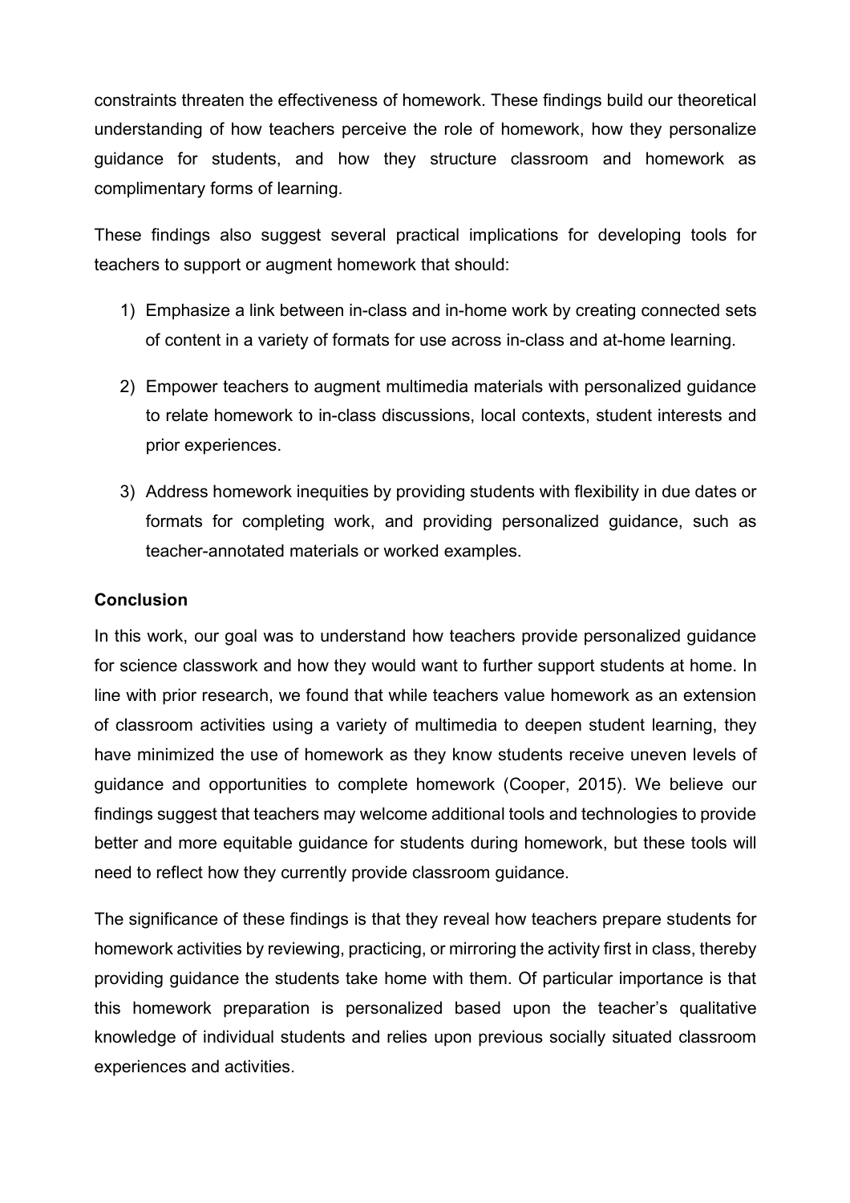constraints threaten the effectiveness of homework. These findings build our theoretical understanding of how teachers perceive the role of homework, how they personalize guidance for students, and how they structure classroom and homework as complimentary forms of learning.

These findings also suggest several practical implications for developing tools for teachers to support or augment homework that should:

1) Emphasize a link between in-class and in-home work by creating connected sets of content in a variety of formats for use across in-class and at-home learning.
2) Empower teachers to augment multimedia materials with personalized guidance to relate homework to in-class discussions, local contexts, student interests and prior experiences.
3) Address homework inequities by providing students with flexibility in due dates or formats for completing work, and providing personalized guidance, such as teacher-annotated materials or worked examples.

## Conclusion

In this work, our goal was to understand how teachers provide personalized guidance for science classwork and how they would want to further support students at home. In line with prior research, we found that while teachers value homework as an extension of classroom activities using a variety of multimedia to deepen student learning, they have minimized the use of homework as they know students receive uneven levels of guidance and opportunities to complete homework (Cooper, 2015). We believe our findings suggest that teachers may welcome additional tools and technologies to provide better and more equitable guidance for students during homework, but these tools will need to reflect how they currently provide classroom guidance.

The significance of these findings is that they reveal how teachers prepare students for homework activities by reviewing, practicing, or mirroring the activity first in class, thereby providing guidance the students take home with them. Of particular importance is that this homework preparation is personalized based upon the teacher's qualitative knowledge of individual students and relies upon previous socially situated classroom experiences and activities.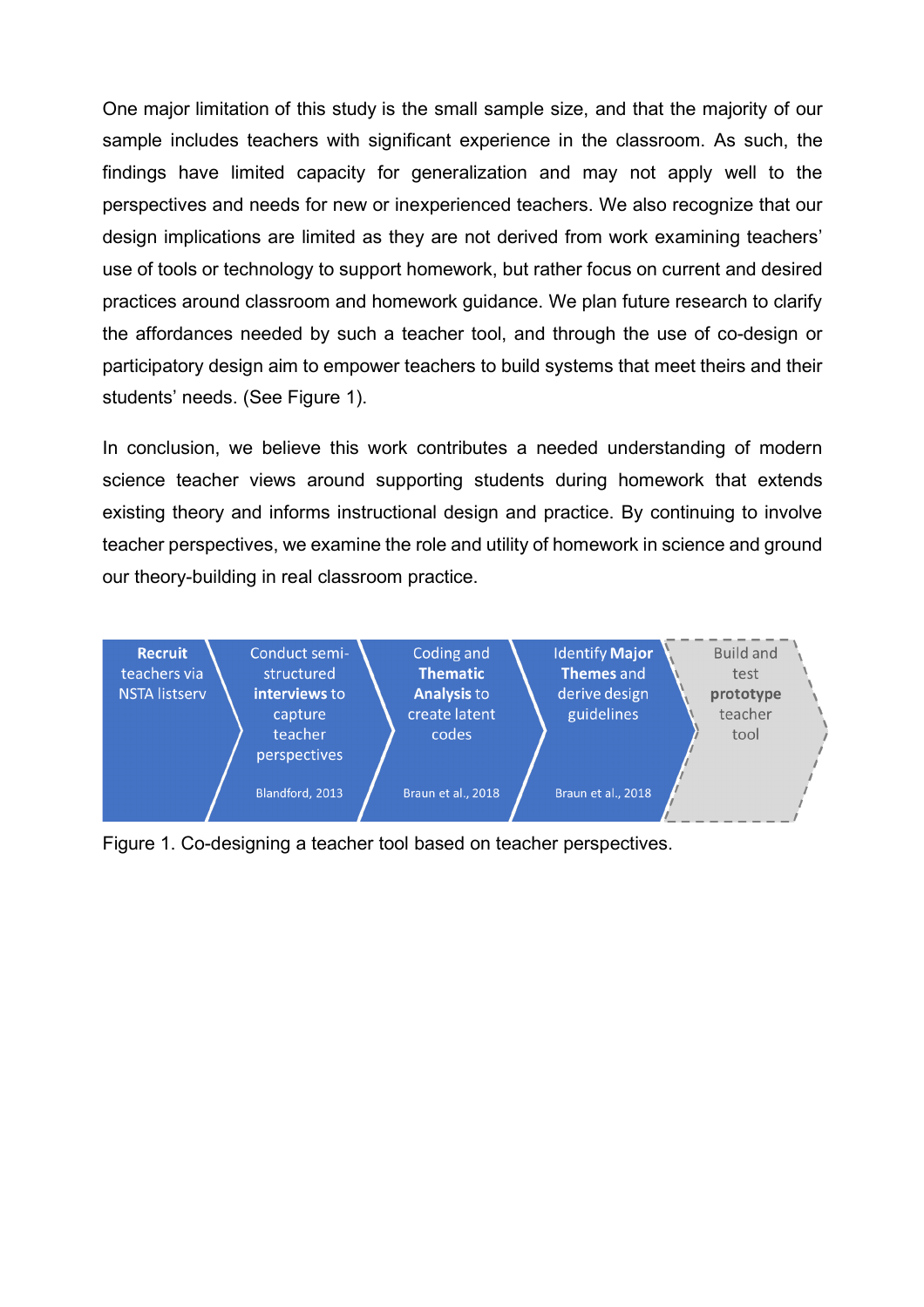One major limitation of this study is the small sample size, and that the majority of our sample includes teachers with significant experience in the classroom. As such, the findings have limited capacity for generalization and may not apply well to the perspectives and needs for new or inexperienced teachers. We also recognize that our design implications are limited as they are not derived from work examining teachers' use of tools or technology to support homework, but rather focus on current and desired practices around classroom and homework guidance. We plan future research to clarify the affordances needed by such a teacher tool, and through the use of co-design or participatory design aim to empower teachers to build systems that meet theirs and their students' needs. (See Figure 1).

In conclusion, we believe this work contributes a needed understanding of modern science teacher views around supporting students during homework that extends existing theory and informs instructional design and practice. By continuing to involve teacher perspectives, we examine the role and utility of homework in science and ground our theory-building in real classroom practice.

1. **Recruit** teachers via NSTA listserv
2. Conduct semi-structured **interviews** to capture teacher perspectives (Blandford, 2013)
3. Coding and **Thematic Analysis** to create latent codes (Braun et al., 2018)
4. Identify **Major Themes** and derive design guidelines (Braun et al., 2018)
5. Build and test **prototype** teacher tool

Figure 1. Co-designing a teacher tool based on teacher perspectives.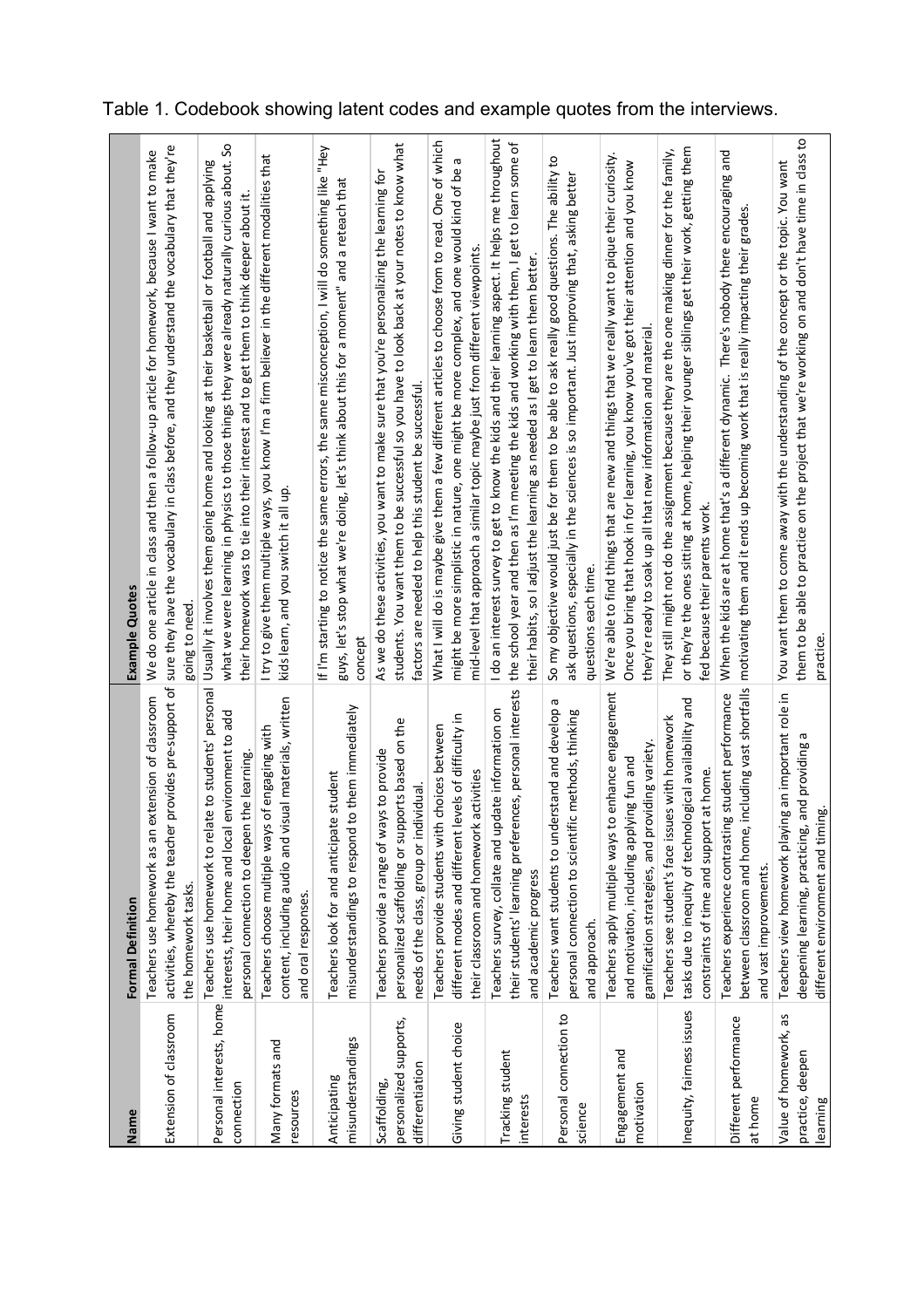Table 1. Codebook showing latent codes and example quotes from the interviews.

| Name | Formal Definition | Example Quotes |
|---|---|---|
| Extension of classroom | Teachers use homework as an extension of classroom activities, whereby the teacher provides pre-support of the homework tasks. | We do one article in class and then a follow-up article for homework, because I want to make sure they have the vocabulary in class before, and they understand the vocabulary that they're going to need. |
| Personal interests, home connection | Teachers use homework to relate to students' personal interests, their home and local environment to add personal connection to deepen the learning. | Usually it involves them going home and looking at their basketball or football and applying what we were learning in physics to those things they were already naturally curious about. So their homework was to tie into their interest and to get them to think deeper about it. |
| Many formats and resources | Teachers choose multiple ways of engaging with content, including audio and visual materials, written and oral responses. | I try to give them multiple ways, you know I'm a firm believer in the different modalities that kids learn, and you switch it all up. |
| Anticipating misunderstandings | Teachers look for and anticipate student misunderstandings to respond to them immediately | If I'm starting to notice the same errors, the same misconception, I will do something like "Hey guys, let's stop what we're doing, let's think about this for a moment" and a reteach that concept |
| Scaffolding, personalized supports, differentiation | Teachers provide a range of ways to provide personalized scaffolding or supports based on the needs of the class, group or individual. | As we do these activities, you want to make sure that you're personalizing the learning for students. You want them to be successful so you have to look back at your notes to know what factors are needed to help this student be successful. |
| Giving student choice | Teachers provide students with choices between different modes and different levels of difficulty in their classroom and homework activities | What I will do is maybe give them a few different articles to choose from to read. One of which might be more simplistic in nature, one might be more complex, and one would kind of be a mid-level that approach a similar topic maybe just from different viewpoints. |
| Tracking student interests | Teachers survey, collate and update information on their students' learning preferences, personal interests and academic progress | I do an interest survey to get to know the kids and their learning aspect. It helps me throughout the school year and then as I'm meeting the kids and working with them, I get to learn some of their habits, so I adjust the learning as needed as I get to learn them better. |
| Personal connection to science | Teachers want students to understand and develop a personal connection to scientific methods, thinking and approach. | So my objective would just be for them to be able to ask really good questions. The ability to ask questions, especially in the sciences is so important. Just improving that, asking better questions each time. |
| Engagement and motivation | Teachers apply multiple ways to enhance engagement and motivation, including applying fun and gamification strategies, and providing variety. | We're able to find things that are new and things that we really want to pique their curiosity. Once you bring that hook in for learning, you know you've got their attention and you know they're ready to soak up all that new information and material. |
| Inequity, fairness issues | Teachers see student's face issues with homework tasks due to inequity of technological availability and constraints of time and support at home. | They still might not do the assignment because they are the one making dinner for the family, or they're the ones sitting at home, helping their younger siblings get their work, getting them fed because their parents work. |
| Different performance at home | Teachers experience contrasting student performance between classroom and home, including vast shortfalls and vast improvements. | When the kids are at home that's a different dynamic. There's nobody there encouraging and motivating them and it ends up becoming work that is really impacting their grades. |
| Value of homework, as practice, deepen learning | Teachers view homework playing an important role in deepening learning, practicing, and providing a different environment and timing. | You want them to come away with the understanding of the concept or the topic. You want them to be able to practice on the project that we're working on and don't have time in class to practice. |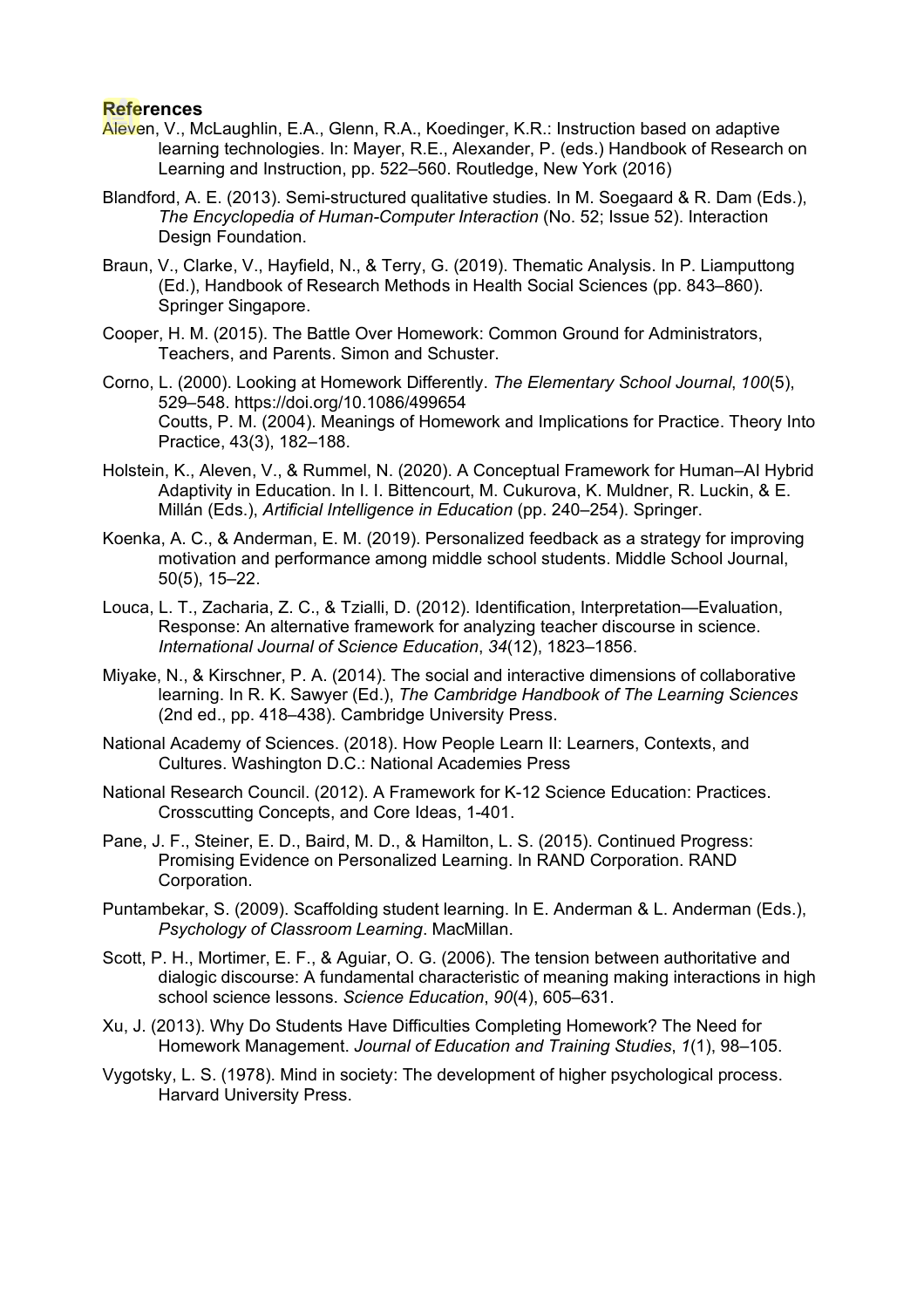## References

Aleven, V., McLaughlin, E.A., Glenn, R.A., Koedinger, K.R.: Instruction based on adaptive learning technologies. In: Mayer, R.E., Alexander, P. (eds.) Handbook of Research on Learning and Instruction, pp. 522–560. Routledge, New York (2016)

Blandford, A. E. (2013). Semi-structured qualitative studies. In M. Soegaard & R. Dam (Eds.), *The Encyclopedia of Human-Computer Interaction* (No. 52; Issue 52). Interaction Design Foundation.

Braun, V., Clarke, V., Hayfield, N., & Terry, G. (2019). Thematic Analysis. In P. Liamputtong (Ed.), Handbook of Research Methods in Health Social Sciences (pp. 843–860). Springer Singapore.

Cooper, H. M. (2015). The Battle Over Homework: Common Ground for Administrators, Teachers, and Parents. Simon and Schuster.

Corno, L. (2000). Looking at Homework Differently. *The Elementary School Journal*, *100*(5), 529–548. https://doi.org/10.1086/499654
Coutts, P. M. (2004). Meanings of Homework and Implications for Practice. Theory Into Practice, 43(3), 182–188.

Holstein, K., Aleven, V., & Rummel, N. (2020). A Conceptual Framework for Human–AI Hybrid Adaptivity in Education. In I. I. Bittencourt, M. Cukurova, K. Muldner, R. Luckin, & E. Millán (Eds.), *Artificial Intelligence in Education* (pp. 240–254). Springer.

Koenka, A. C., & Anderman, E. M. (2019). Personalized feedback as a strategy for improving motivation and performance among middle school students. Middle School Journal, 50(5), 15–22.

Louca, L. T., Zacharia, Z. C., & Tzialli, D. (2012). Identification, Interpretation—Evaluation, Response: An alternative framework for analyzing teacher discourse in science. *International Journal of Science Education*, *34*(12), 1823–1856.

Miyake, N., & Kirschner, P. A. (2014). The social and interactive dimensions of collaborative learning. In R. K. Sawyer (Ed.), *The Cambridge Handbook of The Learning Sciences* (2nd ed., pp. 418–438). Cambridge University Press.

National Academy of Sciences. (2018). How People Learn II: Learners, Contexts, and Cultures. Washington D.C.: National Academies Press

National Research Council. (2012). A Framework for K-12 Science Education: Practices. Crosscutting Concepts, and Core Ideas, 1-401.

Pane, J. F., Steiner, E. D., Baird, M. D., & Hamilton, L. S. (2015). Continued Progress: Promising Evidence on Personalized Learning. In RAND Corporation. RAND Corporation.

Puntambekar, S. (2009). Scaffolding student learning. In E. Anderman & L. Anderman (Eds.), *Psychology of Classroom Learning*. MacMillan.

Scott, P. H., Mortimer, E. F., & Aguiar, O. G. (2006). The tension between authoritative and dialogic discourse: A fundamental characteristic of meaning making interactions in high school science lessons. *Science Education*, *90*(4), 605–631.

Xu, J. (2013). Why Do Students Have Difficulties Completing Homework? The Need for Homework Management. *Journal of Education and Training Studies*, *1*(1), 98–105.

Vygotsky, L. S. (1978). Mind in society: The development of higher psychological process. Harvard University Press.